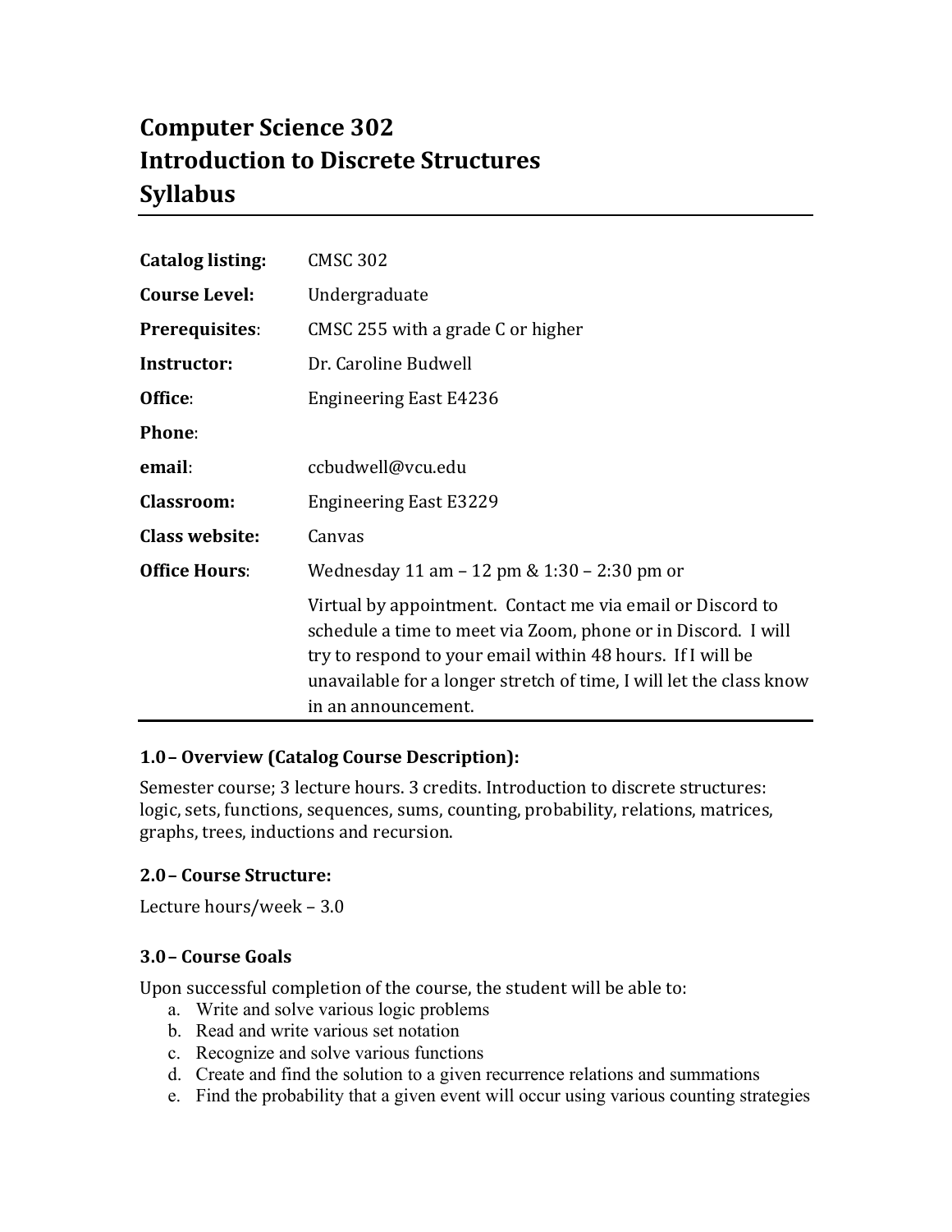# Computer Science 302
# Introduction to Discrete Structures
# Syllabus

| | |
|---|---|
| **Catalog listing:** | CMSC 302 |
| **Course Level:** | Undergraduate |
| **Prerequisites**: | CMSC 255 with a grade C or higher |
| **Instructor:** | Dr. Caroline Budwell |
| **Office**: | Engineering East E4236 |
| **Phone**: | |
| **email**: | ccbudwell@vcu.edu |
| **Classroom:** | Engineering East E3229 |
| **Class website:** | Canvas |
| **Office Hours**: | Wednesday 11 am – 12 pm & 1:30 – 2:30 pm or |
| | Virtual by appointment. Contact me via email or Discord to schedule a time to meet via Zoom, phone or in Discord. I will try to respond to your email within 48 hours. If I will be unavailable for a longer stretch of time, I will let the class know in an announcement. |

### 1.0 – Overview (Catalog Course Description):

Semester course; 3 lecture hours. 3 credits. Introduction to discrete structures: logic, sets, functions, sequences, sums, counting, probability, relations, matrices, graphs, trees, inductions and recursion.

### 2.0 – Course Structure:

Lecture hours/week – 3.0

### 3.0 – Course Goals

Upon successful completion of the course, the student will be able to:

a. Write and solve various logic problems
b. Read and write various set notation
c. Recognize and solve various functions
d. Create and find the solution to a given recurrence relations and summations
e. Find the probability that a given event will occur using various counting strategies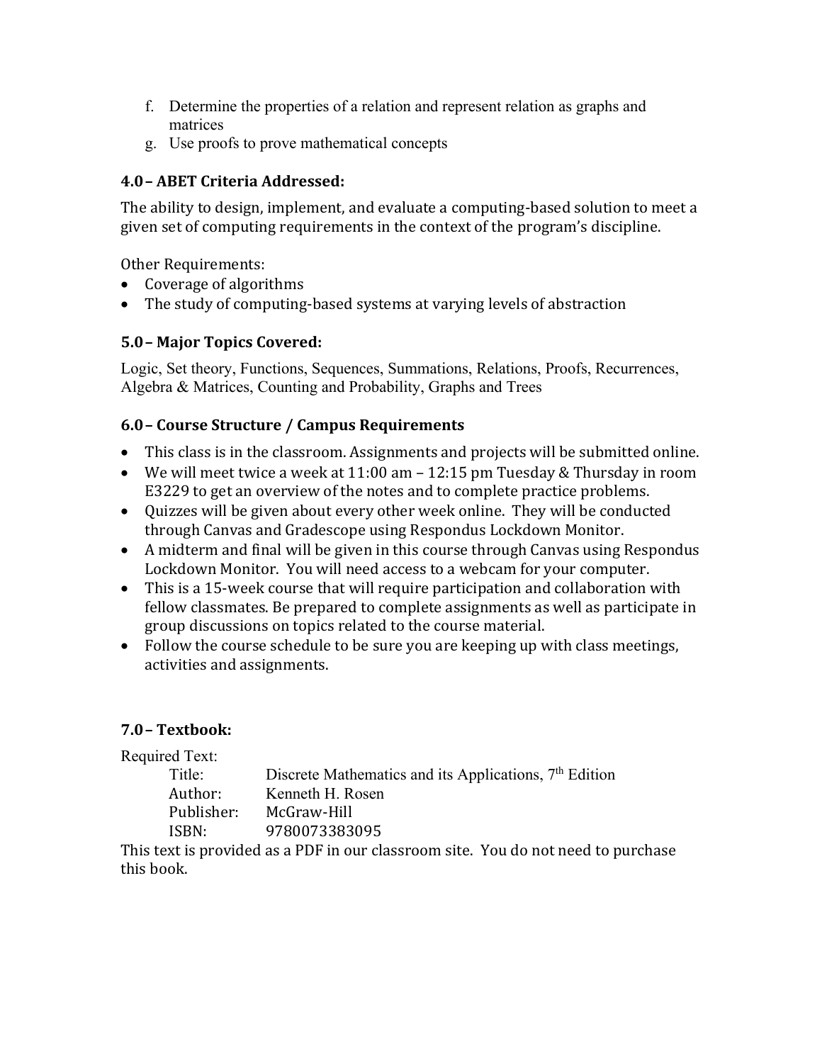f. Determine the properties of a relation and represent relation as graphs and matrices
g. Use proofs to prove mathematical concepts

### 4.0 – ABET Criteria Addressed:

The ability to design, implement, and evaluate a computing-based solution to meet a given set of computing requirements in the context of the program's discipline.

Other Requirements:

- Coverage of algorithms
- The study of computing-based systems at varying levels of abstraction

### 5.0 – Major Topics Covered:

Logic, Set theory, Functions, Sequences, Summations, Relations, Proofs, Recurrences, Algebra & Matrices, Counting and Probability, Graphs and Trees

### 6.0 – Course Structure / Campus Requirements

- This class is in the classroom. Assignments and projects will be submitted online.
- We will meet twice a week at 11:00 am – 12:15 pm Tuesday & Thursday in room E3229 to get an overview of the notes and to complete practice problems.
- Quizzes will be given about every other week online. They will be conducted through Canvas and Gradescope using Respondus Lockdown Monitor.
- A midterm and final will be given in this course through Canvas using Respondus Lockdown Monitor. You will need access to a webcam for your computer.
- This is a 15-week course that will require participation and collaboration with fellow classmates. Be prepared to complete assignments as well as participate in group discussions on topics related to the course material.
- Follow the course schedule to be sure you are keeping up with class meetings, activities and assignments.

### 7.0 – Textbook:

Required Text:

| | |
|---|---|
| Title: | Discrete Mathematics and its Applications, 7th Edition |
| Author: | Kenneth H. Rosen |
| Publisher: | McGraw-Hill |
| ISBN: | 9780073383095 |

This text is provided as a PDF in our classroom site. You do not need to purchase this book.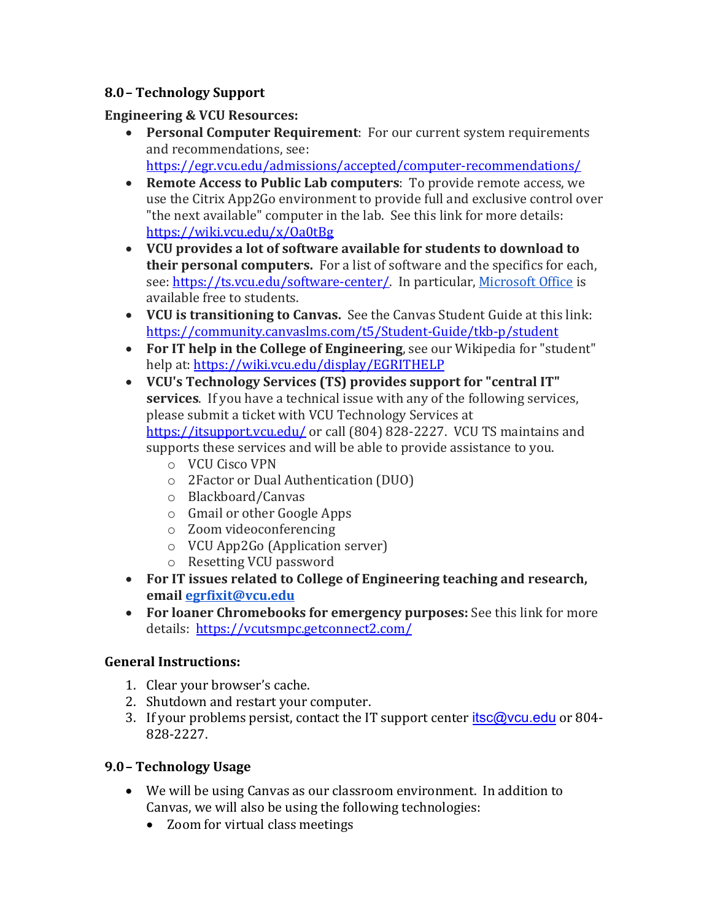### 8.0 – Technology Support

**Engineering & VCU Resources:**

- **Personal Computer Requirement**: For our current system requirements and recommendations, see: https://egr.vcu.edu/admissions/accepted/computer-recommendations/
- **Remote Access to Public Lab computers**: To provide remote access, we use the Citrix App2Go environment to provide full and exclusive control over "the next available" computer in the lab. See this link for more details: https://wiki.vcu.edu/x/Oa0tBg
- **VCU provides a lot of software available for students to download to their personal computers.** For a list of software and the specifics for each, see: https://ts.vcu.edu/software-center/. In particular, Microsoft Office is available free to students.
- **VCU is transitioning to Canvas.** See the Canvas Student Guide at this link: https://community.canvaslms.com/t5/Student-Guide/tkb-p/student
- **For IT help in the College of Engineering**, see our Wikipedia for "student" help at: https://wiki.vcu.edu/display/EGRITHELP
- **VCU's Technology Services (TS) provides support for "central IT" services**. If you have a technical issue with any of the following services, please submit a ticket with VCU Technology Services at https://itsupport.vcu.edu/ or call (804) 828-2227. VCU TS maintains and supports these services and will be able to provide assistance to you.
  - VCU Cisco VPN
  - 2Factor or Dual Authentication (DUO)
  - Blackboard/Canvas
  - Gmail or other Google Apps
  - Zoom videoconferencing
  - VCU App2Go (Application server)
  - Resetting VCU password
- **For IT issues related to College of Engineering teaching and research, email egrfixit@vcu.edu**
- **For loaner Chromebooks for emergency purposes:** See this link for more details: https://vcutsmpc.getconnect2.com/

**General Instructions:**

1. Clear your browser's cache.
2. Shutdown and restart your computer.
3. If your problems persist, contact the IT support center itsc@vcu.edu or 804-828-2227.

### 9.0 – Technology Usage

- We will be using Canvas as our classroom environment. In addition to Canvas, we will also be using the following technologies:
  - Zoom for virtual class meetings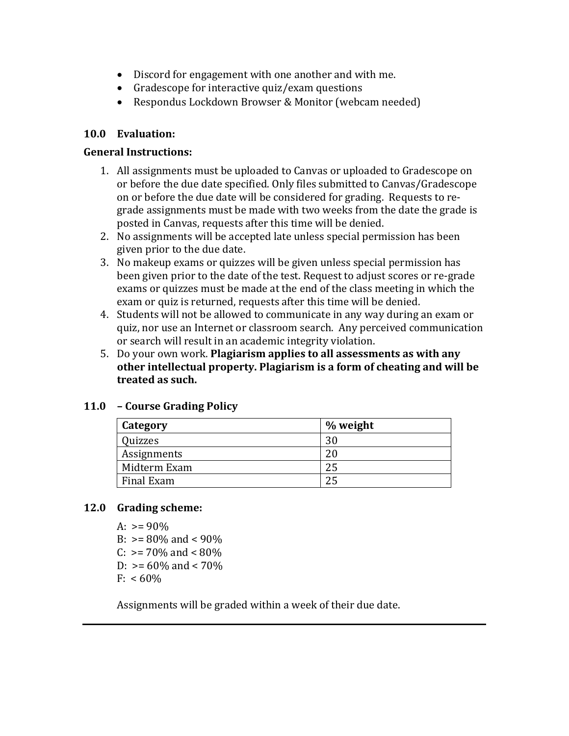- Discord for engagement with one another and with me.
- Gradescope for interactive quiz/exam questions
- Respondus Lockdown Browser & Monitor (webcam needed)

### 10.0 Evaluation:

**General Instructions:**

1. All assignments must be uploaded to Canvas or uploaded to Gradescope on or before the due date specified. Only files submitted to Canvas/Gradescope on or before the due date will be considered for grading. Requests to re-grade assignments must be made with two weeks from the date the grade is posted in Canvas, requests after this time will be denied.
2. No assignments will be accepted late unless special permission has been given prior to the due date.
3. No makeup exams or quizzes will be given unless special permission has been given prior to the date of the test. Request to adjust scores or re-grade exams or quizzes must be made at the end of the class meeting in which the exam or quiz is returned, requests after this time will be denied.
4. Students will not be allowed to communicate in any way during an exam or quiz, nor use an Internet or classroom search. Any perceived communication or search will result in an academic integrity violation.
5. Do your own work. **Plagiarism applies to all assessments as with any other intellectual property. Plagiarism is a form of cheating and will be treated as such.**

### 11.0 – Course Grading Policy

| Category | % weight |
|---|---|
| Quizzes | 30 |
| Assignments | 20 |
| Midterm Exam | 25 |
| Final Exam | 25 |

### 12.0 Grading scheme:

A: >= 90%
B: >= 80% and < 90%
C: >= 70% and < 80%
D: >= 60% and < 70%
F: < 60%

Assignments will be graded within a week of their due date.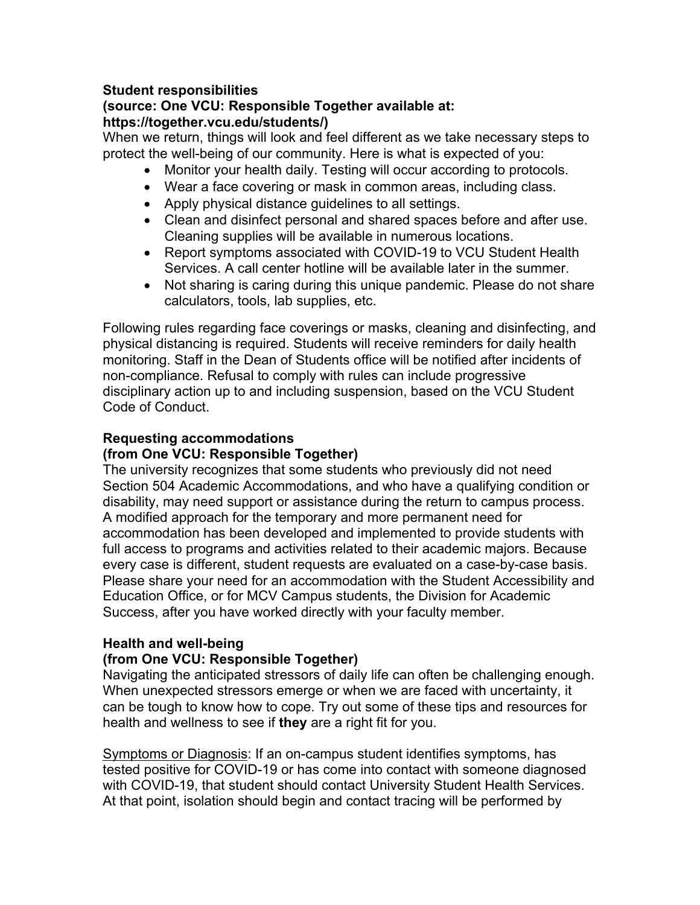**Student responsibilities**
**(source: One VCU: Responsible Together available at: https://together.vcu.edu/students/)**

When we return, things will look and feel different as we take necessary steps to protect the well-being of our community. Here is what is expected of you:

- Monitor your health daily. Testing will occur according to protocols.
- Wear a face covering or mask in common areas, including class.
- Apply physical distance guidelines to all settings.
- Clean and disinfect personal and shared spaces before and after use. Cleaning supplies will be available in numerous locations.
- Report symptoms associated with COVID-19 to VCU Student Health Services. A call center hotline will be available later in the summer.
- Not sharing is caring during this unique pandemic. Please do not share calculators, tools, lab supplies, etc.

Following rules regarding face coverings or masks, cleaning and disinfecting, and physical distancing is required. Students will receive reminders for daily health monitoring. Staff in the Dean of Students office will be notified after incidents of non-compliance. Refusal to comply with rules can include progressive disciplinary action up to and including suspension, based on the VCU Student Code of Conduct.

**Requesting accommodations**
**(from One VCU: Responsible Together)**

The university recognizes that some students who previously did not need Section 504 Academic Accommodations, and who have a qualifying condition or disability, may need support or assistance during the return to campus process. A modified approach for the temporary and more permanent need for accommodation has been developed and implemented to provide students with full access to programs and activities related to their academic majors. Because every case is different, student requests are evaluated on a case-by-case basis. Please share your need for an accommodation with the Student Accessibility and Education Office, or for MCV Campus students, the Division for Academic Success, after you have worked directly with your faculty member.

**Health and well-being**
**(from One VCU: Responsible Together)**

Navigating the anticipated stressors of daily life can often be challenging enough. When unexpected stressors emerge or when we are faced with uncertainty, it can be tough to know how to cope. Try out some of these tips and resources for health and wellness to see if **they** are a right fit for you.

<u>Symptoms or Diagnosis</u>: If an on-campus student identifies symptoms, has tested positive for COVID-19 or has come into contact with someone diagnosed with COVID-19, that student should contact University Student Health Services. At that point, isolation should begin and contact tracing will be performed by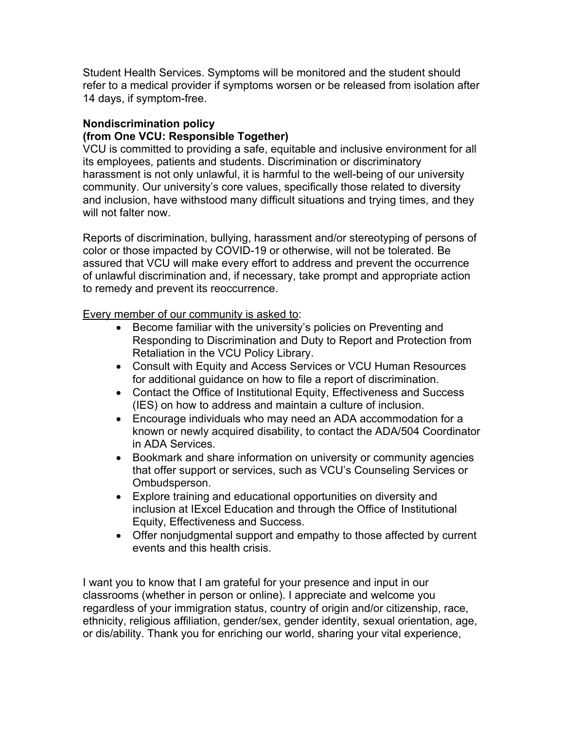Student Health Services. Symptoms will be monitored and the student should refer to a medical provider if symptoms worsen or be released from isolation after 14 days, if symptom-free.

**Nondiscrimination policy**
**(from One VCU: Responsible Together)**

VCU is committed to providing a safe, equitable and inclusive environment for all its employees, patients and students. Discrimination or discriminatory harassment is not only unlawful, it is harmful to the well-being of our university community. Our university's core values, specifically those related to diversity and inclusion, have withstood many difficult situations and trying times, and they will not falter now.

Reports of discrimination, bullying, harassment and/or stereotyping of persons of color or those impacted by COVID-19 or otherwise, will not be tolerated. Be assured that VCU will make every effort to address and prevent the occurrence of unlawful discrimination and, if necessary, take prompt and appropriate action to remedy and prevent its reoccurrence.

<u>Every member of our community is asked to</u>:

- Become familiar with the university's policies on Preventing and Responding to Discrimination and Duty to Report and Protection from Retaliation in the VCU Policy Library.
- Consult with Equity and Access Services or VCU Human Resources for additional guidance on how to file a report of discrimination.
- Contact the Office of Institutional Equity, Effectiveness and Success (IES) on how to address and maintain a culture of inclusion.
- Encourage individuals who may need an ADA accommodation for a known or newly acquired disability, to contact the ADA/504 Coordinator in ADA Services.
- Bookmark and share information on university or community agencies that offer support or services, such as VCU's Counseling Services or Ombudsperson.
- Explore training and educational opportunities on diversity and inclusion at IExcel Education and through the Office of Institutional Equity, Effectiveness and Success.
- Offer nonjudgmental support and empathy to those affected by current events and this health crisis.

I want you to know that I am grateful for your presence and input in our classrooms (whether in person or online). I appreciate and welcome you regardless of your immigration status, country of origin and/or citizenship, race, ethnicity, religious affiliation, gender/sex, gender identity, sexual orientation, age, or dis/ability. Thank you for enriching our world, sharing your vital experience,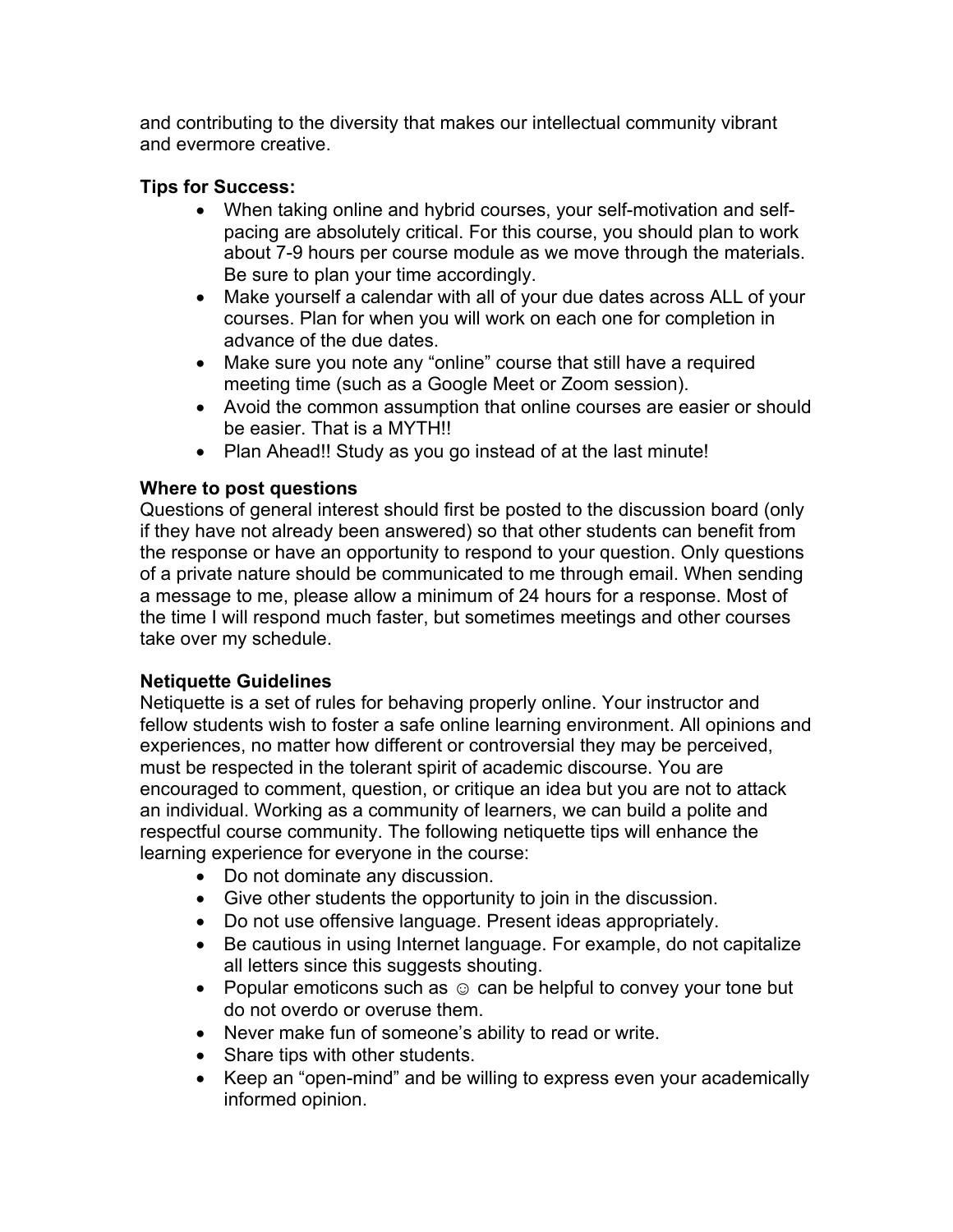and contributing to the diversity that makes our intellectual community vibrant and evermore creative.

**Tips for Success:**

- When taking online and hybrid courses, your self-motivation and self-pacing are absolutely critical. For this course, you should plan to work about 7-9 hours per course module as we move through the materials. Be sure to plan your time accordingly.
- Make yourself a calendar with all of your due dates across ALL of your courses. Plan for when you will work on each one for completion in advance of the due dates.
- Make sure you note any “online” course that still have a required meeting time (such as a Google Meet or Zoom session).
- Avoid the common assumption that online courses are easier or should be easier. That is a MYTH!!
- Plan Ahead!! Study as you go instead of at the last minute!

**Where to post questions**

Questions of general interest should first be posted to the discussion board (only if they have not already been answered) so that other students can benefit from the response or have an opportunity to respond to your question. Only questions of a private nature should be communicated to me through email. When sending a message to me, please allow a minimum of 24 hours for a response. Most of the time I will respond much faster, but sometimes meetings and other courses take over my schedule.

**Netiquette Guidelines**

Netiquette is a set of rules for behaving properly online. Your instructor and fellow students wish to foster a safe online learning environment. All opinions and experiences, no matter how different or controversial they may be perceived, must be respected in the tolerant spirit of academic discourse. You are encouraged to comment, question, or critique an idea but you are not to attack an individual. Working as a community of learners, we can build a polite and respectful course community. The following netiquette tips will enhance the learning experience for everyone in the course:

- Do not dominate any discussion.
- Give other students the opportunity to join in the discussion.
- Do not use offensive language. Present ideas appropriately.
- Be cautious in using Internet language. For example, do not capitalize all letters since this suggests shouting.
- Popular emoticons such as ☺ can be helpful to convey your tone but do not overdo or overuse them.
- Never make fun of someone’s ability to read or write.
- Share tips with other students.
- Keep an “open-mind” and be willing to express even your academically informed opinion.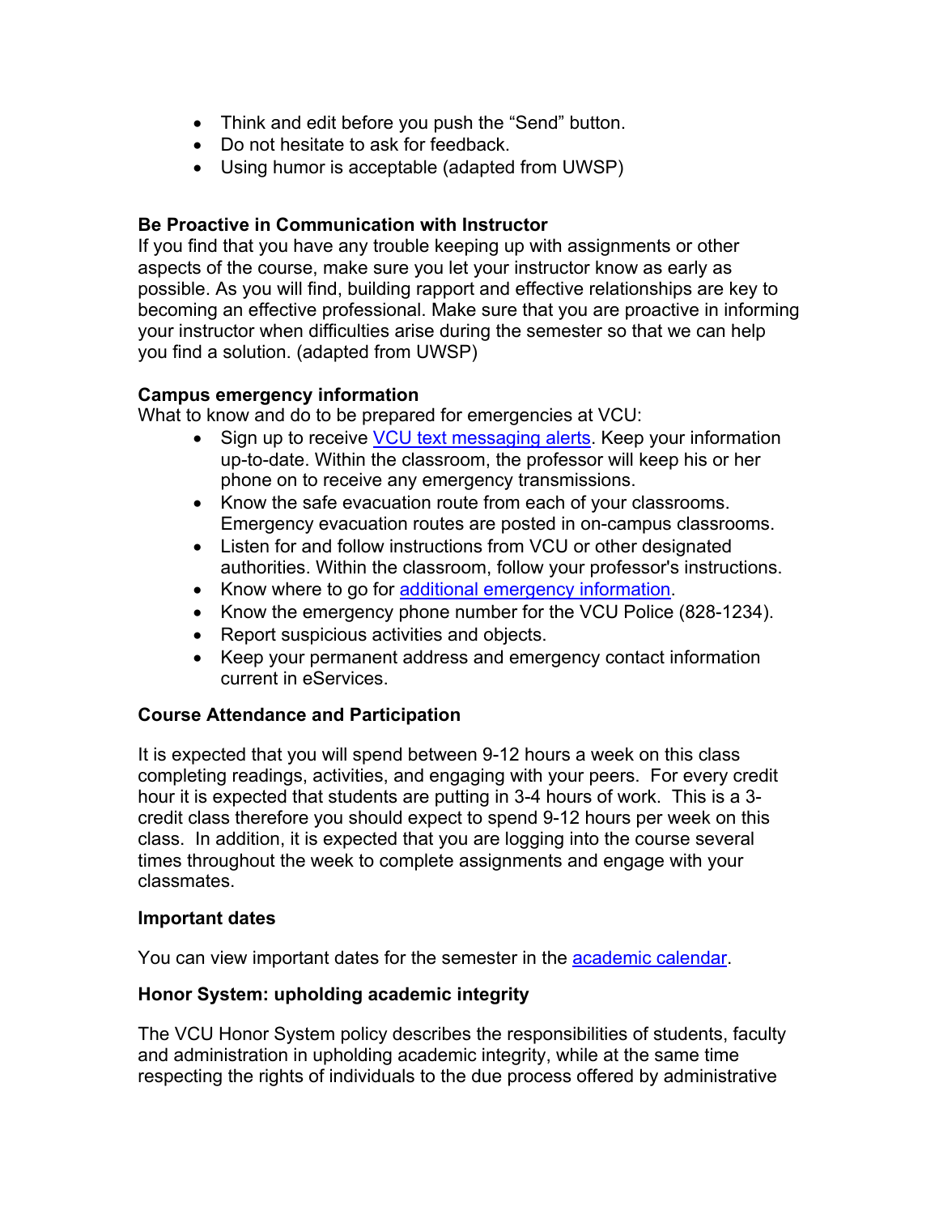- Think and edit before you push the "Send" button.
- Do not hesitate to ask for feedback.
- Using humor is acceptable (adapted from UWSP)

**Be Proactive in Communication with Instructor**

If you find that you have any trouble keeping up with assignments or other aspects of the course, make sure you let your instructor know as early as possible. As you will find, building rapport and effective relationships are key to becoming an effective professional. Make sure that you are proactive in informing your instructor when difficulties arise during the semester so that we can help you find a solution. (adapted from UWSP)

**Campus emergency information**

What to know and do to be prepared for emergencies at VCU:

- Sign up to receive VCU text messaging alerts. Keep your information up-to-date. Within the classroom, the professor will keep his or her phone on to receive any emergency transmissions.
- Know the safe evacuation route from each of your classrooms. Emergency evacuation routes are posted in on-campus classrooms.
- Listen for and follow instructions from VCU or other designated authorities. Within the classroom, follow your professor's instructions.
- Know where to go for additional emergency information.
- Know the emergency phone number for the VCU Police (828-1234).
- Report suspicious activities and objects.
- Keep your permanent address and emergency contact information current in eServices.

**Course Attendance and Participation**

It is expected that you will spend between 9-12 hours a week on this class completing readings, activities, and engaging with your peers. For every credit hour it is expected that students are putting in 3-4 hours of work. This is a 3-credit class therefore you should expect to spend 9-12 hours per week on this class. In addition, it is expected that you are logging into the course several times throughout the week to complete assignments and engage with your classmates.

**Important dates**

You can view important dates for the semester in the academic calendar.

**Honor System: upholding academic integrity**

The VCU Honor System policy describes the responsibilities of students, faculty and administration in upholding academic integrity, while at the same time respecting the rights of individuals to the due process offered by administrative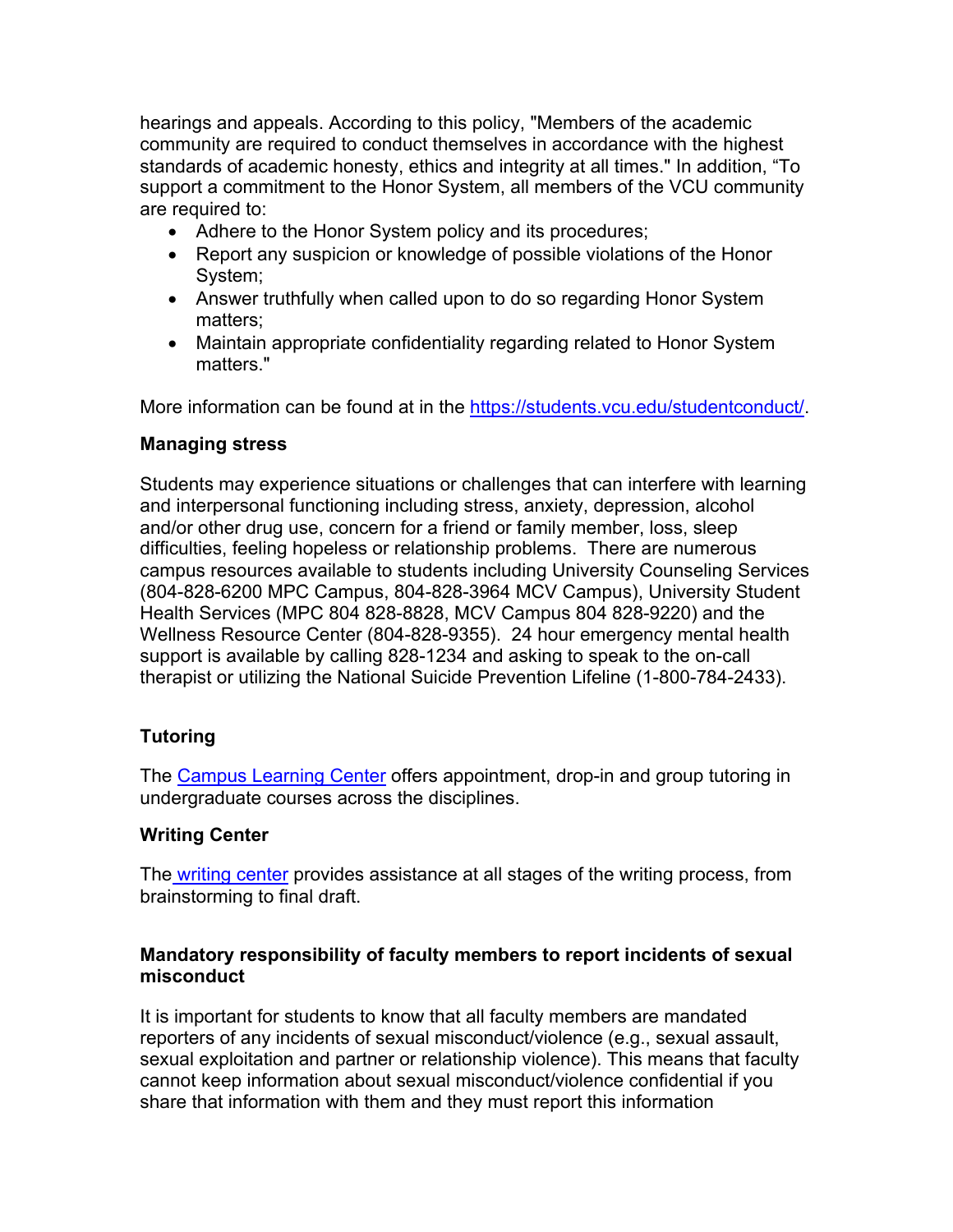hearings and appeals. According to this policy, "Members of the academic community are required to conduct themselves in accordance with the highest standards of academic honesty, ethics and integrity at all times." In addition, "To support a commitment to the Honor System, all members of the VCU community are required to:

- Adhere to the Honor System policy and its procedures;
- Report any suspicion or knowledge of possible violations of the Honor System;
- Answer truthfully when called upon to do so regarding Honor System matters;
- Maintain appropriate confidentiality regarding related to Honor System matters."

More information can be found at in the [https://students.vcu.edu/studentconduct/](https://students.vcu.edu/studentconduct/).

**Managing stress**

Students may experience situations or challenges that can interfere with learning and interpersonal functioning including stress, anxiety, depression, alcohol and/or other drug use, concern for a friend or family member, loss, sleep difficulties, feeling hopeless or relationship problems. There are numerous campus resources available to students including University Counseling Services (804-828-6200 MPC Campus, 804-828-3964 MCV Campus), University Student Health Services (MPC 804 828-8828, MCV Campus 804 828-9220) and the Wellness Resource Center (804-828-9355). 24 hour emergency mental health support is available by calling 828-1234 and asking to speak to the on-call therapist or utilizing the National Suicide Prevention Lifeline (1-800-784-2433).

**Tutoring**

The Campus Learning Center offers appointment, drop-in and group tutoring in undergraduate courses across the disciplines.

**Writing Center**

The writing center provides assistance at all stages of the writing process, from brainstorming to final draft.

**Mandatory responsibility of faculty members to report incidents of sexual misconduct**

It is important for students to know that all faculty members are mandated reporters of any incidents of sexual misconduct/violence (e.g., sexual assault, sexual exploitation and partner or relationship violence). This means that faculty cannot keep information about sexual misconduct/violence confidential if you share that information with them and they must report this information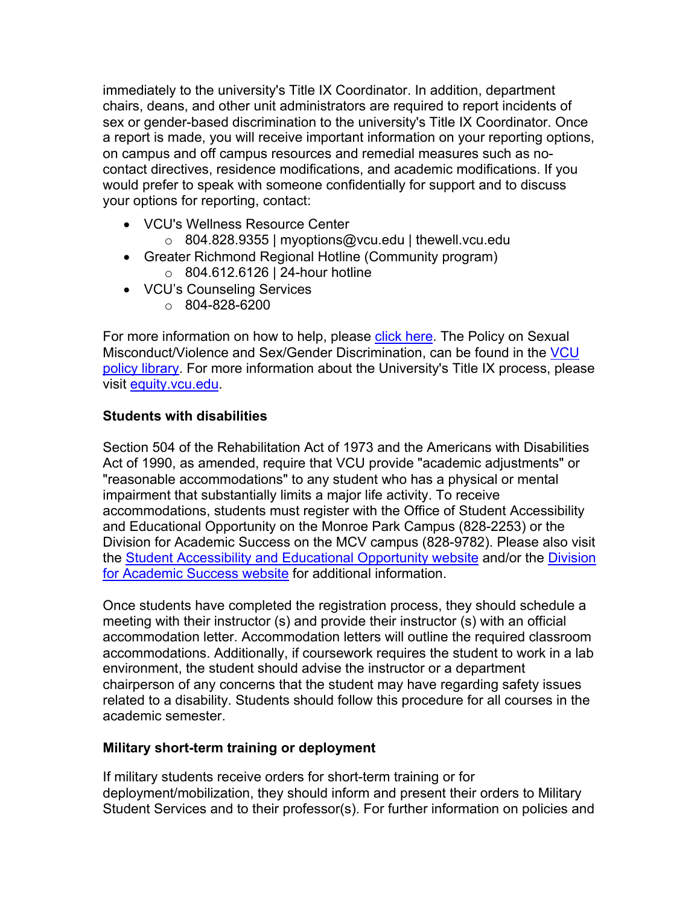immediately to the university's Title IX Coordinator. In addition, department chairs, deans, and other unit administrators are required to report incidents of sex or gender-based discrimination to the university's Title IX Coordinator. Once a report is made, you will receive important information on your reporting options, on campus and off campus resources and remedial measures such as no-contact directives, residence modifications, and academic modifications. If you would prefer to speak with someone confidentially for support and to discuss your options for reporting, contact:

- VCU's Wellness Resource Center
  - 804.828.9355 | myoptions@vcu.edu | thewell.vcu.edu
- Greater Richmond Regional Hotline (Community program)
  - 804.612.6126 | 24-hour hotline
- VCU's Counseling Services
  - 804-828-6200

For more information on how to help, please click here. The Policy on Sexual Misconduct/Violence and Sex/Gender Discrimination, can be found in the VCU policy library. For more information about the University's Title IX process, please visit equity.vcu.edu.

**Students with disabilities**

Section 504 of the Rehabilitation Act of 1973 and the Americans with Disabilities Act of 1990, as amended, require that VCU provide "academic adjustments" or "reasonable accommodations" to any student who has a physical or mental impairment that substantially limits a major life activity. To receive accommodations, students must register with the Office of Student Accessibility and Educational Opportunity on the Monroe Park Campus (828-2253) or the Division for Academic Success on the MCV campus (828-9782). Please also visit the Student Accessibility and Educational Opportunity website and/or the Division for Academic Success website for additional information.

Once students have completed the registration process, they should schedule a meeting with their instructor (s) and provide their instructor (s) with an official accommodation letter. Accommodation letters will outline the required classroom accommodations. Additionally, if coursework requires the student to work in a lab environment, the student should advise the instructor or a department chairperson of any concerns that the student may have regarding safety issues related to a disability. Students should follow this procedure for all courses in the academic semester.

**Military short-term training or deployment**

If military students receive orders for short-term training or for deployment/mobilization, they should inform and present their orders to Military Student Services and to their professor(s). For further information on policies and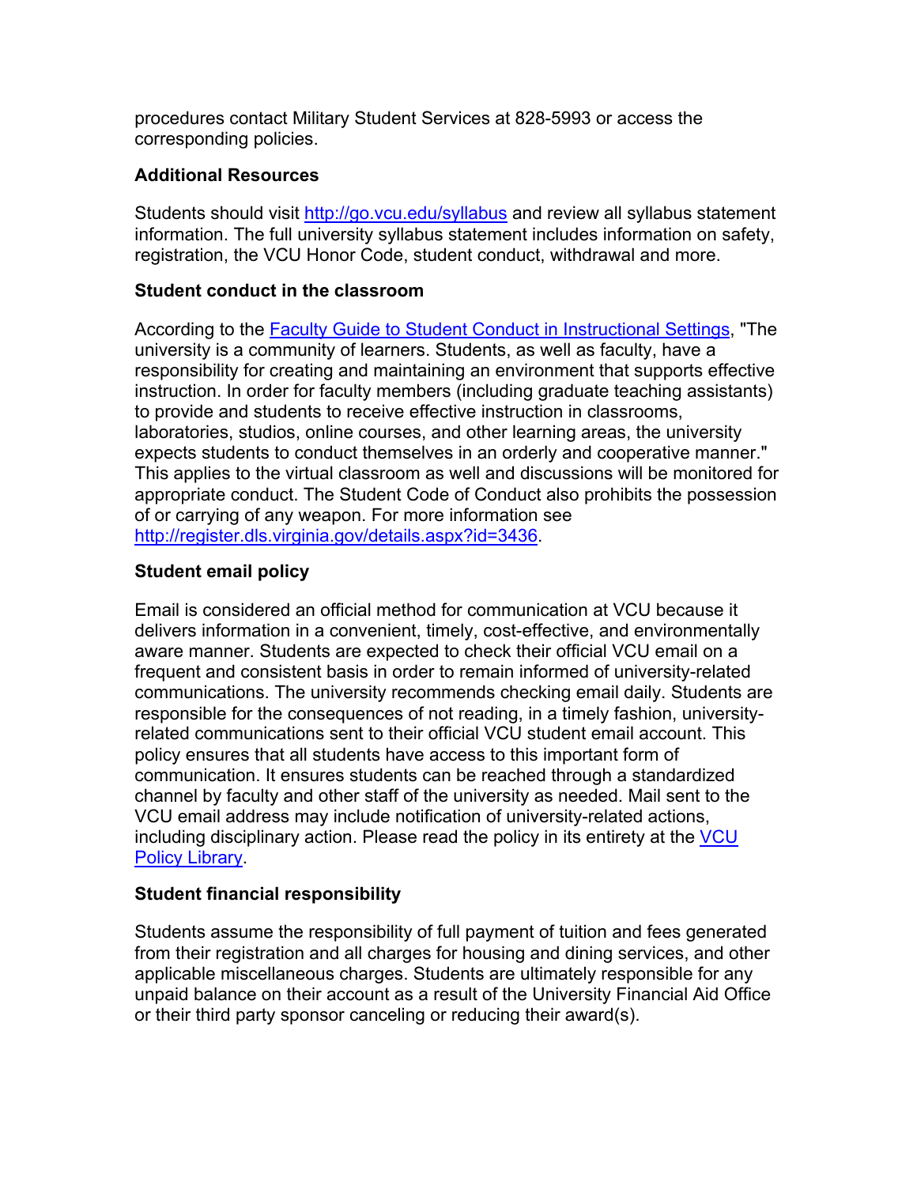procedures contact Military Student Services at 828-5993 or access the corresponding policies.

### Additional Resources

Students should visit [http://go.vcu.edu/syllabus](http://go.vcu.edu/syllabus) and review all syllabus statement information. The full university syllabus statement includes information on safety, registration, the VCU Honor Code, student conduct, withdrawal and more.

### Student conduct in the classroom

According to the [Faculty Guide to Student Conduct in Instructional Settings](), "The university is a community of learners. Students, as well as faculty, have a responsibility for creating and maintaining an environment that supports effective instruction. In order for faculty members (including graduate teaching assistants) to provide and students to receive effective instruction in classrooms, laboratories, studios, online courses, and other learning areas, the university expects students to conduct themselves in an orderly and cooperative manner." This applies to the virtual classroom as well and discussions will be monitored for appropriate conduct. The Student Code of Conduct also prohibits the possession of or carrying of any weapon. For more information see [http://register.dls.virginia.gov/details.aspx?id=3436](http://register.dls.virginia.gov/details.aspx?id=3436).

### Student email policy

Email is considered an official method for communication at VCU because it delivers information in a convenient, timely, cost-effective, and environmentally aware manner. Students are expected to check their official VCU email on a frequent and consistent basis in order to remain informed of university-related communications. The university recommends checking email daily. Students are responsible for the consequences of not reading, in a timely fashion, university-related communications sent to their official VCU student email account. This policy ensures that all students have access to this important form of communication. It ensures students can be reached through a standardized channel by faculty and other staff of the university as needed. Mail sent to the VCU email address may include notification of university-related actions, including disciplinary action. Please read the policy in its entirety at the [VCU Policy Library]().

### Student financial responsibility

Students assume the responsibility of full payment of tuition and fees generated from their registration and all charges for housing and dining services, and other applicable miscellaneous charges. Students are ultimately responsible for any unpaid balance on their account as a result of the University Financial Aid Office or their third party sponsor canceling or reducing their award(s).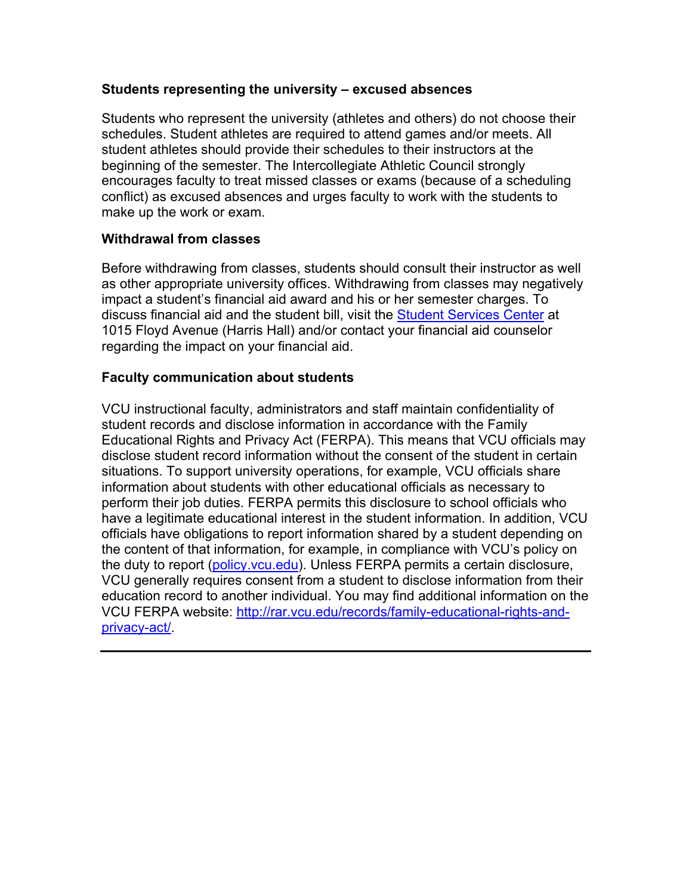**Students representing the university – excused absences**

Students who represent the university (athletes and others) do not choose their schedules. Student athletes are required to attend games and/or meets. All student athletes should provide their schedules to their instructors at the beginning of the semester. The Intercollegiate Athletic Council strongly encourages faculty to treat missed classes or exams (because of a scheduling conflict) as excused absences and urges faculty to work with the students to make up the work or exam.

**Withdrawal from classes**

Before withdrawing from classes, students should consult their instructor as well as other appropriate university offices. Withdrawing from classes may negatively impact a student's financial aid award and his or her semester charges. To discuss financial aid and the student bill, visit the [Student Services Center](https://www.vcu.edu) at 1015 Floyd Avenue (Harris Hall) and/or contact your financial aid counselor regarding the impact on your financial aid.

**Faculty communication about students**

VCU instructional faculty, administrators and staff maintain confidentiality of student records and disclose information in accordance with the Family Educational Rights and Privacy Act (FERPA). This means that VCU officials may disclose student record information without the consent of the student in certain situations. To support university operations, for example, VCU officials share information about students with other educational officials as necessary to perform their job duties. FERPA permits this disclosure to school officials who have a legitimate educational interest in the student information. In addition, VCU officials have obligations to report information shared by a student depending on the content of that information, for example, in compliance with VCU's policy on the duty to report ([policy.vcu.edu](https://policy.vcu.edu)). Unless FERPA permits a certain disclosure, VCU generally requires consent from a student to disclose information from their education record to another individual. You may find additional information on the VCU FERPA website: [http://rar.vcu.edu/records/family-educational-rights-and-privacy-act/](http://rar.vcu.edu/records/family-educational-rights-and-privacy-act/).

---